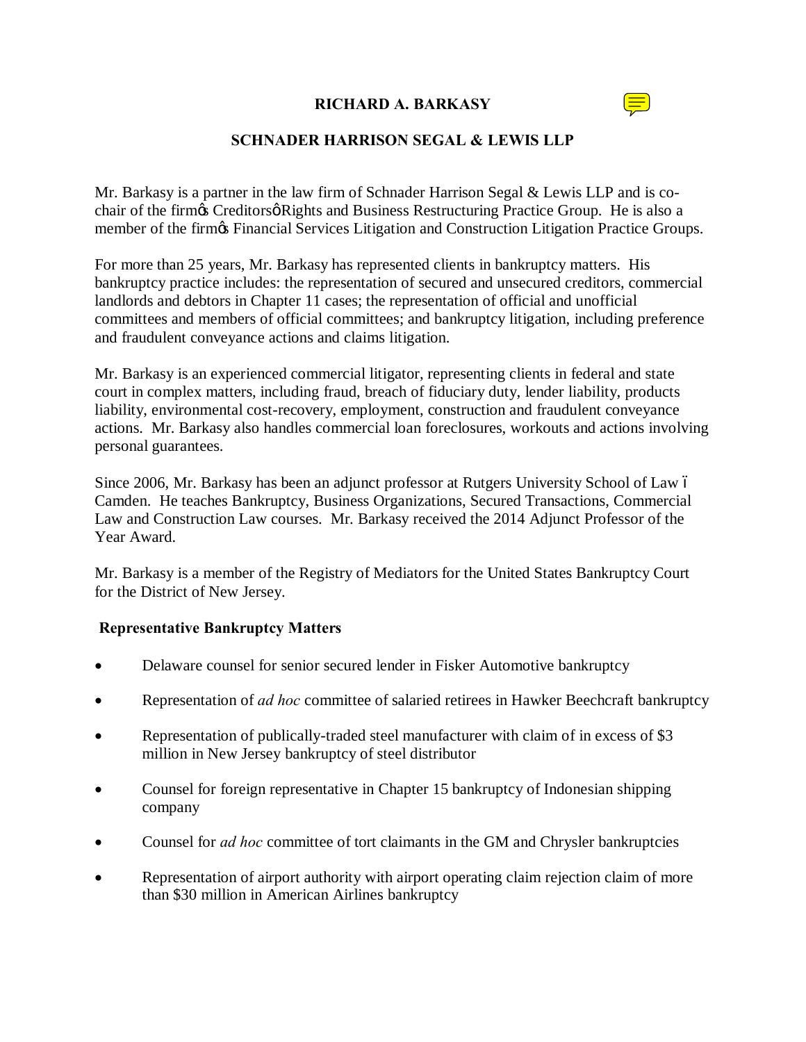**RICHARD A. BARKASY**

**SCHNADER HARRISON SEGAL & LEWIS LLP**

Mr. Barkasy is a partner in the law firm of Schnader Harrison Segal & Lewis LLP and is co-chair of the firmϕs Creditorsϕ Rights and Business Restructuring Practice Group. He is also a member of the firmϕs Financial Services Litigation and Construction Litigation Practice Groups.

For more than 25 years, Mr. Barkasy has represented clients in bankruptcy matters. His bankruptcy practice includes: the representation of secured and unsecured creditors, commercial landlords and debtors in Chapter 11 cases; the representation of official and unofficial committees and members of official committees; and bankruptcy litigation, including preference and fraudulent conveyance actions and claims litigation.

Mr. Barkasy is an experienced commercial litigator, representing clients in federal and state court in complex matters, including fraud, breach of fiduciary duty, lender liability, products liability, environmental cost-recovery, employment, construction and fraudulent conveyance actions. Mr. Barkasy also handles commercial loan foreclosures, workouts and actions involving personal guarantees.

Since 2006, Mr. Barkasy has been an adjunct professor at Rutgers University School of Law ó Camden. He teaches Bankruptcy, Business Organizations, Secured Transactions, Commercial Law and Construction Law courses. Mr. Barkasy received the 2014 Adjunct Professor of the Year Award.

Mr. Barkasy is a member of the Registry of Mediators for the United States Bankruptcy Court for the District of New Jersey.

**Representative Bankruptcy Matters**

- Delaware counsel for senior secured lender in Fisker Automotive bankruptcy
- Representation of *ad hoc* committee of salaried retirees in Hawker Beechcraft bankruptcy
- Representation of publically-traded steel manufacturer with claim of in excess of $3 million in New Jersey bankruptcy of steel distributor
- Counsel for foreign representative in Chapter 15 bankruptcy of Indonesian shipping company
- Counsel for *ad hoc* committee of tort claimants in the GM and Chrysler bankruptcies
- Representation of airport authority with airport operating claim rejection claim of more than $30 million in American Airlines bankruptcy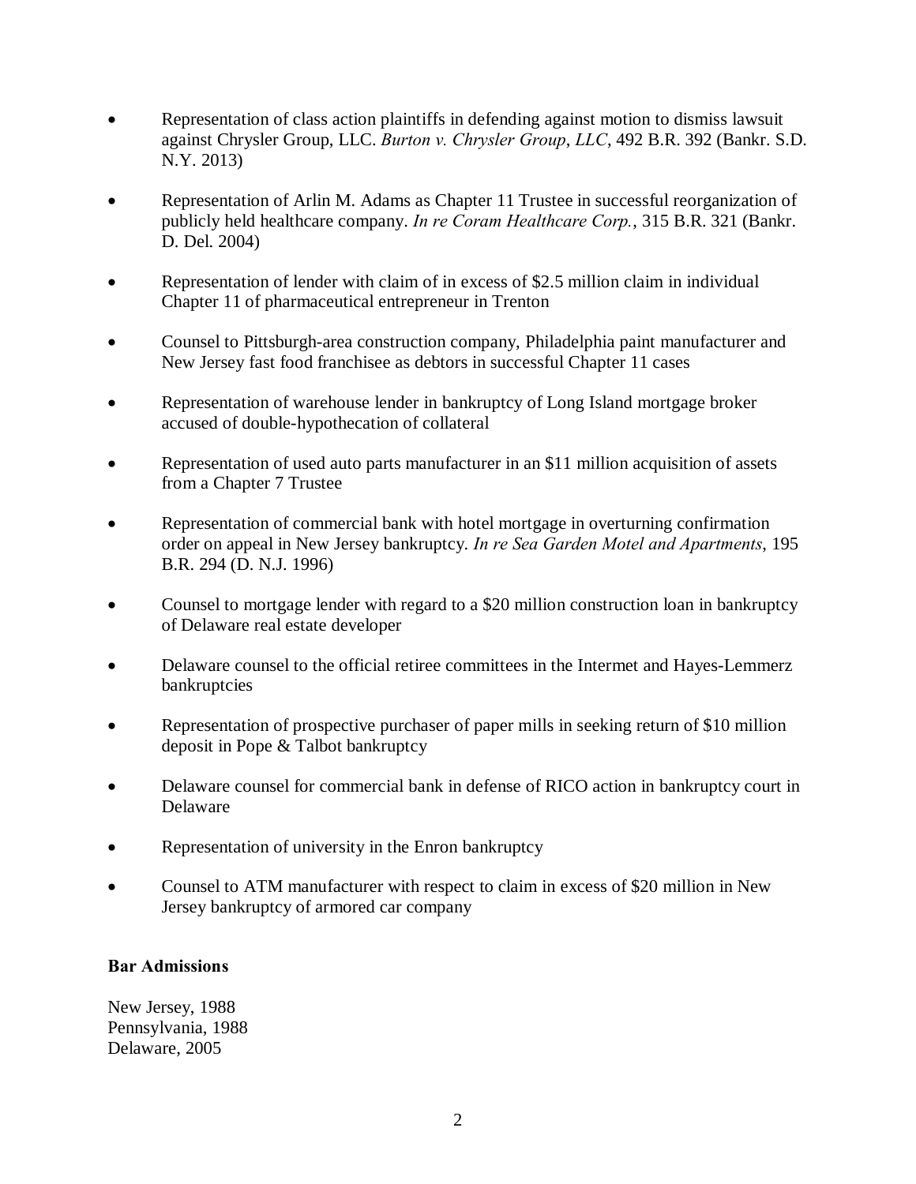- Representation of class action plaintiffs in defending against motion to dismiss lawsuit against Chrysler Group, LLC. *Burton v. Chrysler Group, LLC*, 492 B.R. 392 (Bankr. S.D. N.Y. 2013)

- Representation of Arlin M. Adams as Chapter 11 Trustee in successful reorganization of publicly held healthcare company. *In re Coram Healthcare Corp.*, 315 B.R. 321 (Bankr. D. Del. 2004)

- Representation of lender with claim of in excess of $2.5 million claim in individual Chapter 11 of pharmaceutical entrepreneur in Trenton

- Counsel to Pittsburgh-area construction company, Philadelphia paint manufacturer and New Jersey fast food franchisee as debtors in successful Chapter 11 cases

- Representation of warehouse lender in bankruptcy of Long Island mortgage broker accused of double-hypothecation of collateral

- Representation of used auto parts manufacturer in an $11 million acquisition of assets from a Chapter 7 Trustee

- Representation of commercial bank with hotel mortgage in overturning confirmation order on appeal in New Jersey bankruptcy. *In re Sea Garden Motel and Apartments*, 195 B.R. 294 (D. N.J. 1996)

- Counsel to mortgage lender with regard to a $20 million construction loan in bankruptcy of Delaware real estate developer

- Delaware counsel to the official retiree committees in the Intermet and Hayes-Lemmerz bankruptcies

- Representation of prospective purchaser of paper mills in seeking return of $10 million deposit in Pope & Talbot bankruptcy

- Delaware counsel for commercial bank in defense of RICO action in bankruptcy court in Delaware

- Representation of university in the Enron bankruptcy

- Counsel to ATM manufacturer with respect to claim in excess of $20 million in New Jersey bankruptcy of armored car company

**Bar Admissions**

New Jersey, 1988
Pennsylvania, 1988
Delaware, 2005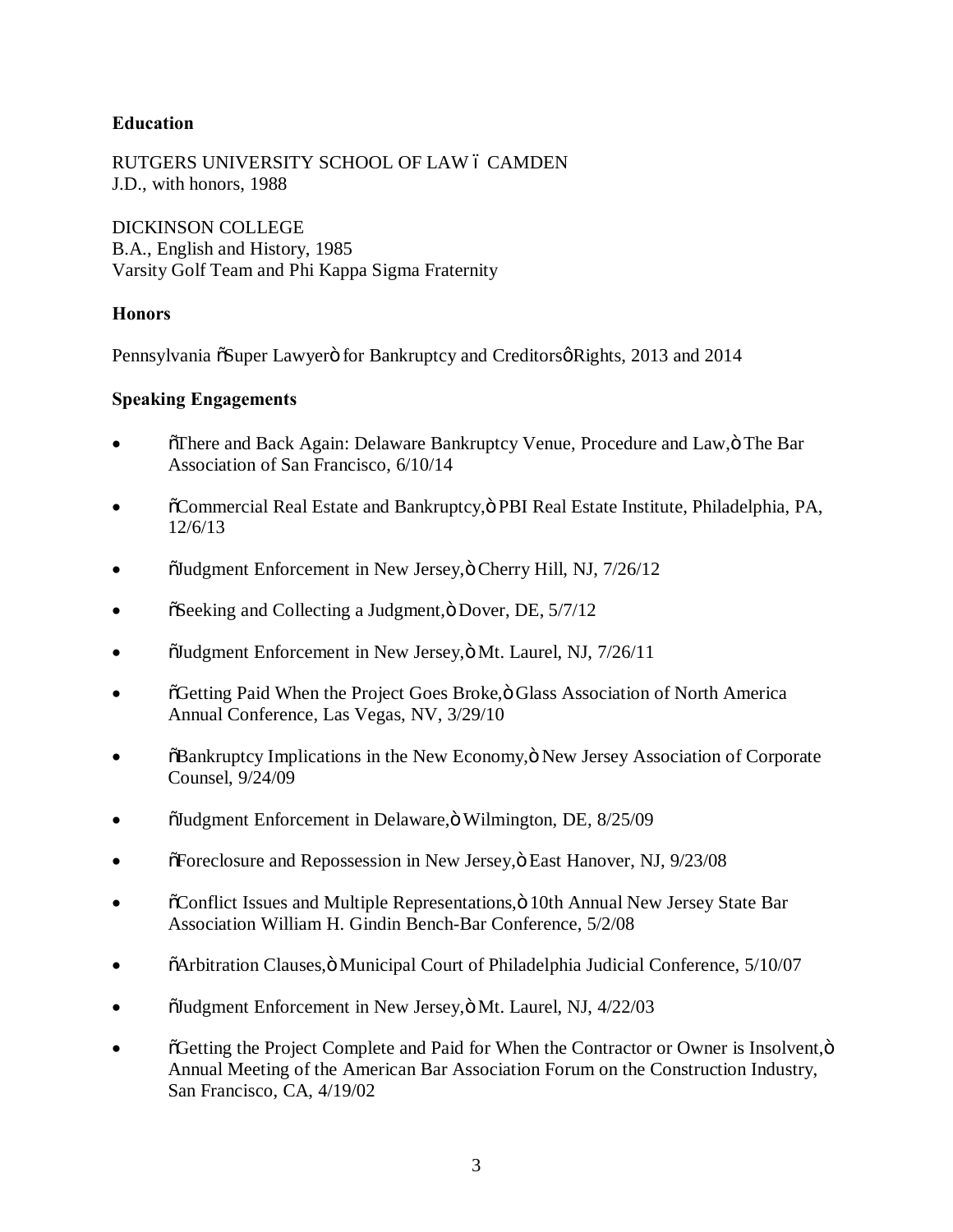**Education**

RUTGERS UNIVERSITY SCHOOL OF LAW – CAMDEN
J.D., with honors, 1988

DICKINSON COLLEGE
B.A., English and History, 1985
Varsity Golf Team and Phi Kappa Sigma Fraternity

**Honors**

Pennsylvania "Super Lawyer" for Bankruptcy and Creditors' Rights, 2013 and 2014

**Speaking Engagements**

- "There and Back Again: Delaware Bankruptcy Venue, Procedure and Law," The Bar Association of San Francisco, 6/10/14
- "Commercial Real Estate and Bankruptcy," PBI Real Estate Institute, Philadelphia, PA, 12/6/13
- "Judgment Enforcement in New Jersey," Cherry Hill, NJ, 7/26/12
- "Seeking and Collecting a Judgment," Dover, DE, 5/7/12
- "Judgment Enforcement in New Jersey," Mt. Laurel, NJ, 7/26/11
- "Getting Paid When the Project Goes Broke," Glass Association of North America Annual Conference, Las Vegas, NV, 3/29/10
- "Bankruptcy Implications in the New Economy," New Jersey Association of Corporate Counsel, 9/24/09
- "Judgment Enforcement in Delaware," Wilmington, DE, 8/25/09
- "Foreclosure and Repossession in New Jersey," East Hanover, NJ, 9/23/08
- "Conflict Issues and Multiple Representations," 10th Annual New Jersey State Bar Association William H. Gindin Bench-Bar Conference, 5/2/08
- "Arbitration Clauses," Municipal Court of Philadelphia Judicial Conference, 5/10/07
- "Judgment Enforcement in New Jersey," Mt. Laurel, NJ, 4/22/03
- "Getting the Project Complete and Paid for When the Contractor or Owner is Insolvent," Annual Meeting of the American Bar Association Forum on the Construction Industry, San Francisco, CA, 4/19/02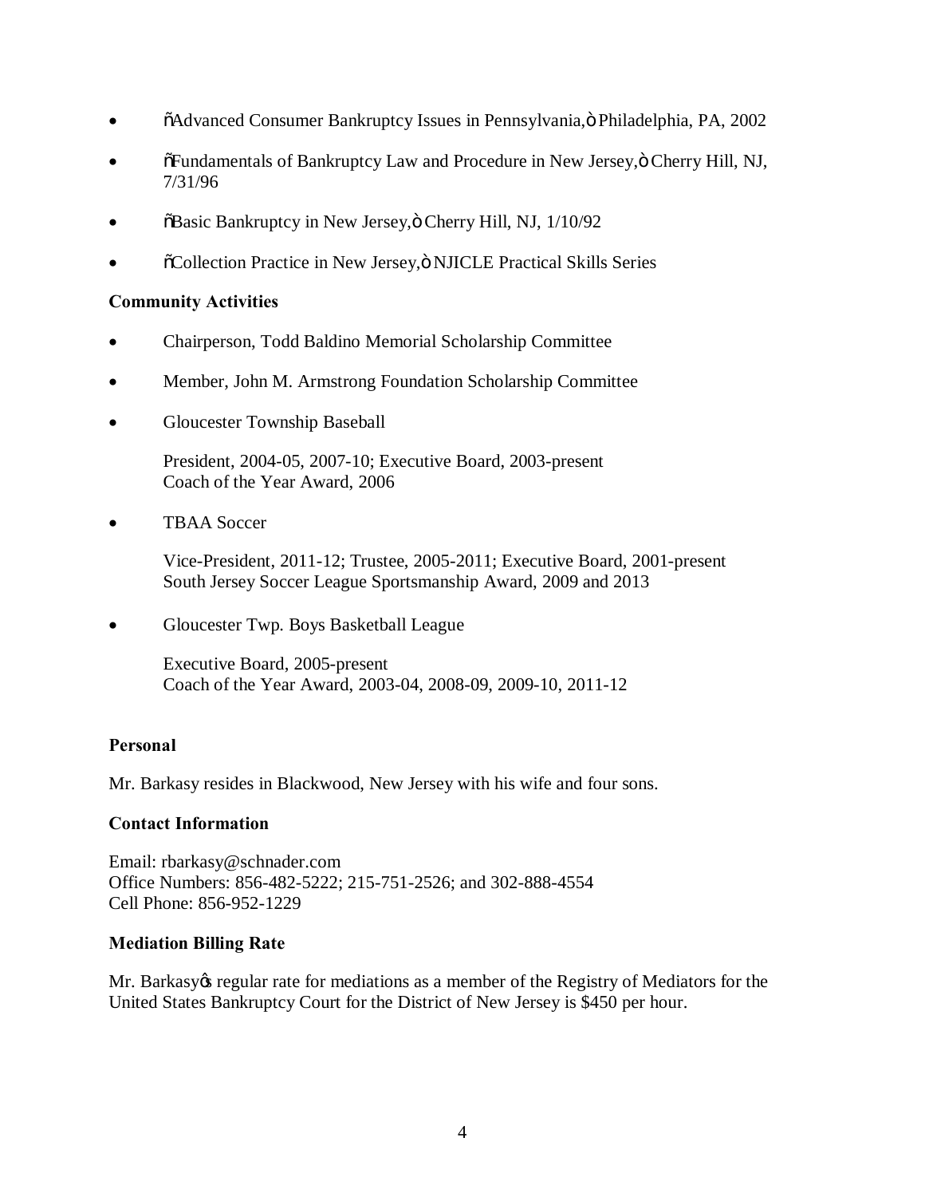- "Advanced Consumer Bankruptcy Issues in Pennsylvania," Philadelphia, PA, 2002
- "Fundamentals of Bankruptcy Law and Procedure in New Jersey," Cherry Hill, NJ, 7/31/96
- "Basic Bankruptcy in New Jersey," Cherry Hill, NJ, 1/10/92
- "Collection Practice in New Jersey," NJICLE Practical Skills Series

**Community Activities**

- Chairperson, Todd Baldino Memorial Scholarship Committee
- Member, John M. Armstrong Foundation Scholarship Committee
- Gloucester Township Baseball

  President, 2004-05, 2007-10; Executive Board, 2003-present
  Coach of the Year Award, 2006

- TBAA Soccer

  Vice-President, 2011-12; Trustee, 2005-2011; Executive Board, 2001-present
  South Jersey Soccer League Sportsmanship Award, 2009 and 2013

- Gloucester Twp. Boys Basketball League

  Executive Board, 2005-present
  Coach of the Year Award, 2003-04, 2008-09, 2009-10, 2011-12

**Personal**

Mr. Barkasy resides in Blackwood, New Jersey with his wife and four sons.

**Contact Information**

Email: rbarkasy@schnader.com
Office Numbers: 856-482-5222; 215-751-2526; and 302-888-4554
Cell Phone: 856-952-1229

**Mediation Billing Rate**

Mr. Barkasy's regular rate for mediations as a member of the Registry of Mediators for the United States Bankruptcy Court for the District of New Jersey is $450 per hour.